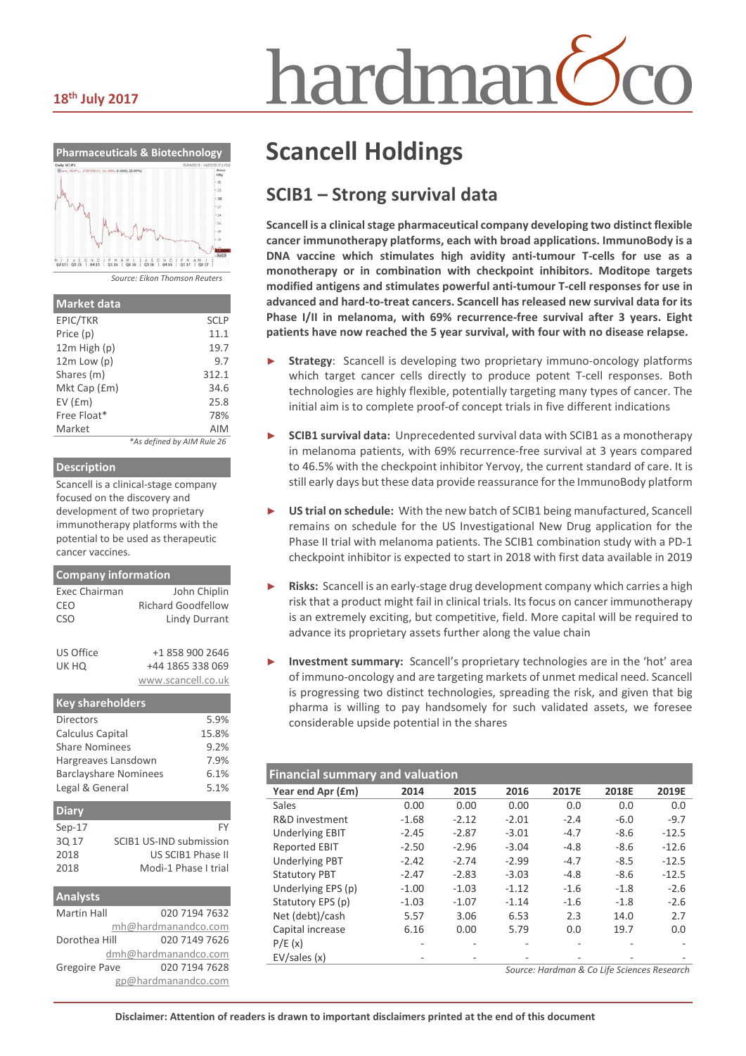18th July 2017

hardman&co

# Scancell Holdings

## SCIB1 – Strong survival data

**Scancell is a clinical stage pharmaceutical company developing two distinct flexible cancer immunotherapy platforms, each with broad applications. ImmunoBody is a DNA vaccine which stimulates high avidity anti-tumour T-cells for use as a monotherapy or in combination with checkpoint inhibitors. Moditope targets modified antigens and stimulates powerful anti-tumour T-cell responses for use in advanced and hard-to-treat cancers. Scancell has released new survival data for its Phase I/II in melanoma, with 69% recurrence-free survival after 3 years. Eight patients have now reached the 5 year survival, with four with no disease relapse.**

- **Strategy**: Scancell is developing two proprietary immuno-oncology platforms which target cancer cells directly to produce potent T-cell responses. Both technologies are highly flexible, potentially targeting many types of cancer. The initial aim is to complete proof-of concept trials in five different indications
- **SCIB1 survival data:** Unprecedented survival data with SCIB1 as a monotherapy in melanoma patients, with 69% recurrence-free survival at 3 years compared to 46.5% with the checkpoint inhibitor Yervoy, the current standard of care. It is still early days but these data provide reassurance for the ImmunoBody platform
- **US trial on schedule:** With the new batch of SCIB1 being manufactured, Scancell remains on schedule for the US Investigational New Drug application for the Phase II trial with melanoma patients. The SCIB1 combination study with a PD-1 checkpoint inhibitor is expected to start in 2018 with first data available in 2019
- **Risks:** Scancell is an early-stage drug development company which carries a high risk that a product might fail in clinical trials. Its focus on cancer immunotherapy is an extremely exciting, but competitive, field. More capital will be required to advance its proprietary assets further along the value chain
- **Investment summary:** Scancell's proprietary technologies are in the 'hot' area of immuno-oncology and are targeting markets of unmet medical need. Scancell is progressing two distinct technologies, spreading the risk, and given that big pharma is willing to pay handsomely for such validated assets, we foresee considerable upside potential in the shares

**Financial summary and valuation**

| Year end Apr (£m) | 2014 | 2015 | 2016 | 2017E | 2018E | 2019E |
|---|---|---|---|---|---|---|
| Sales | 0.00 | 0.00 | 0.00 | 0.0 | 0.0 | 0.0 |
| R&D investment | -1.68 | -2.12 | -2.01 | -2.4 | -6.0 | -9.7 |
| Underlying EBIT | -2.45 | -2.87 | -3.01 | -4.7 | -8.6 | -12.5 |
| Reported EBIT | -2.50 | -2.96 | -3.04 | -4.8 | -8.6 | -12.6 |
| Underlying PBT | -2.42 | -2.74 | -2.99 | -4.7 | -8.5 | -12.5 |
| Statutory PBT | -2.47 | -2.83 | -3.03 | -4.8 | -8.6 | -12.5 |
| Underlying EPS (p) | -1.00 | -1.03 | -1.12 | -1.6 | -1.8 | -2.6 |
| Statutory EPS (p) | -1.03 | -1.07 | -1.14 | -1.6 | -1.8 | -2.6 |
| Net (debt)/cash | 5.57 | 3.06 | 6.53 | 2.3 | 14.0 | 2.7 |
| Capital increase | 6.16 | 0.00 | 5.79 | 0.0 | 19.7 | 0.0 |
| P/E (x) | - | - | - | - | - | - |
| EV/sales (x) | - | - | - | - | - | - |

*Source: Hardman & Co Life Sciences Research*

**Pharmaceuticals & Biotechnology**

*Source: Eikon Thomson Reuters*

**Market data**

| | |
|---|---|
| EPIC/TKR | SCLP |
| Price (p) | 11.1 |
| 12m High (p) | 19.7 |
| 12m Low (p) | 9.7 |
| Shares (m) | 312.1 |
| Mkt Cap (£m) | 34.6 |
| EV (£m) | 25.8 |
| Free Float* | 78% |
| Market | AIM |

*As defined by AIM Rule 26

**Description**

Scancell is a clinical-stage company focused on the discovery and development of two proprietary immunotherapy platforms with the potential to be used as therapeutic cancer vaccines.

**Company information**

| | |
|---|---|
| Exec Chairman | John Chiplin |
| CEO | Richard Goodfellow |
| CSO | Lindy Durrant |
| US Office | +1 858 900 2646 |
| UK HQ | +44 1865 338 069 |
| | www.scancell.co.uk |

**Key shareholders**

| | |
|---|---|
| Directors | 5.9% |
| Calculus Capital | 15.8% |
| Share Nominees | 9.2% |
| Hargreaves Lansdown | 7.9% |
| Barclayshare Nominees | 6.1% |
| Legal & General | 5.1% |

**Diary**

| | |
|---|---|
| Sep-17 | FY |
| 3Q 17 | SCIB1 US-IND submission |
| 2018 | US SCIB1 Phase II |
| 2018 | Modi-1 Phase I trial |

**Analysts**

| | |
|---|---|
| Martin Hall | 020 7194 7632 |
| | mh@hardmanandco.com |
| Dorothea Hill | 020 7149 7626 |
| | dmh@hardmanandco.com |
| Gregoire Pave | 020 7194 7628 |
| | gp@hardmanandco.com |

**Disclaimer: Attention of readers is drawn to important disclaimers printed at the end of this document**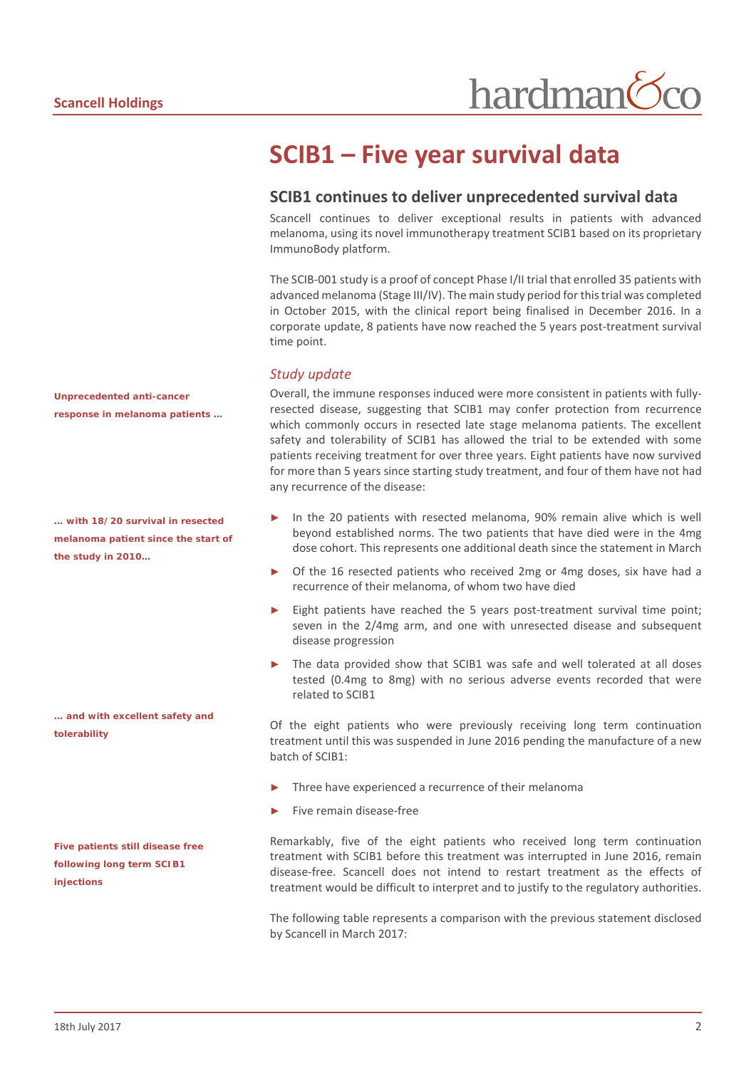# SCIB1 – Five year survival data

## SCIB1 continues to deliver unprecedented survival data

Scancell continues to deliver exceptional results in patients with advanced melanoma, using its novel immunotherapy treatment SCIB1 based on its proprietary ImmunoBody platform.

The SCIB-001 study is a proof of concept Phase I/II trial that enrolled 35 patients with advanced melanoma (Stage III/IV). The main study period for this trial was completed in October 2015, with the clinical report being finalised in December 2016. In a corporate update, 8 patients have now reached the 5 years post-treatment survival time point.

### *Study update*

**Unprecedented anti-cancer response in melanoma patients …**

Overall, the immune responses induced were more consistent in patients with fully-resected disease, suggesting that SCIB1 may confer protection from recurrence which commonly occurs in resected late stage melanoma patients. The excellent safety and tolerability of SCIB1 has allowed the trial to be extended with some patients receiving treatment for over three years. Eight patients have now survived for more than 5 years since starting study treatment, and four of them have not had any recurrence of the disease:

**… with 18/20 survival in resected melanoma patient since the start of the study in 2010…**

- In the 20 patients with resected melanoma, 90% remain alive which is well beyond established norms. The two patients that have died were in the 4mg dose cohort. This represents one additional death since the statement in March
- Of the 16 resected patients who received 2mg or 4mg doses, six have had a recurrence of their melanoma, of whom two have died
- Eight patients have reached the 5 years post-treatment survival time point; seven in the 2/4mg arm, and one with unresected disease and subsequent disease progression
- The data provided show that SCIB1 was safe and well tolerated at all doses tested (0.4mg to 8mg) with no serious adverse events recorded that were related to SCIB1

**… and with excellent safety and tolerability**

Of the eight patients who were previously receiving long term continuation treatment until this was suspended in June 2016 pending the manufacture of a new batch of SCIB1:

- Three have experienced a recurrence of their melanoma
- Five remain disease-free

**Five patients still disease free following long term SCIB1 injections**

Remarkably, five of the eight patients who received long term continuation treatment with SCIB1 before this treatment was interrupted in June 2016, remain disease-free. Scancell does not intend to restart treatment as the effects of treatment would be difficult to interpret and to justify to the regulatory authorities.

The following table represents a comparison with the previous statement disclosed by Scancell in March 2017: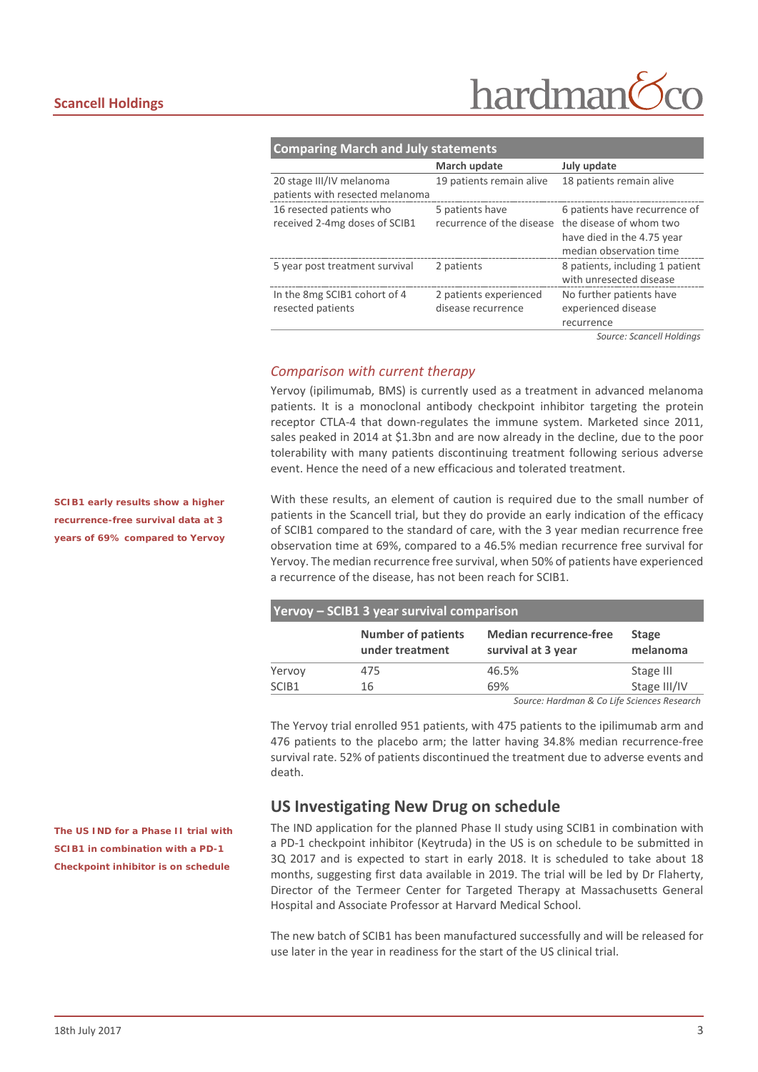| Comparing March and July statements | | |
|---|---|---|
| | **March update** | **July update** |
| 20 stage III/IV melanoma patients with resected melanoma | 19 patients remain alive | 18 patients remain alive |
| 16 resected patients who received 2-4mg doses of SCIB1 | 5 patients have recurrence of the disease | 6 patients have recurrence of the disease of whom two have died in the 4.75 year median observation time |
| 5 year post treatment survival | 2 patients | 8 patients, including 1 patient with unresected disease |
| In the 8mg SCIB1 cohort of 4 resected patients | 2 patients experienced disease recurrence | No further patients have experienced disease recurrence |

*Source: Scancell Holdings*

### *Comparison with current therapy*

Yervoy (ipilimumab, BMS) is currently used as a treatment in advanced melanoma patients. It is a monoclonal antibody checkpoint inhibitor targeting the protein receptor CTLA-4 that down-regulates the immune system. Marketed since 2011, sales peaked in 2014 at $1.3bn and are now already in the decline, due to the poor tolerability with many patients discontinuing treatment following serious adverse event. Hence the need of a new efficacious and tolerated treatment.

**SCIB1 early results show a higher recurrence-free survival data at 3 years of 69% compared to Yervoy**

With these results, an element of caution is required due to the small number of patients in the Scancell trial, but they do provide an early indication of the efficacy of SCIB1 compared to the standard of care, with the 3 year median recurrence free observation time at 69%, compared to a 46.5% median recurrence free survival for Yervoy. The median recurrence free survival, when 50% of patients have experienced a recurrence of the disease, has not been reach for SCIB1.

| Yervoy – SCIB1 3 year survival comparison | | | |
|---|---|---|---|
| | **Number of patients under treatment** | **Median recurrence-free survival at 3 year** | **Stage melanoma** |
| Yervoy | 475 | 46.5% | Stage III |
| SCIB1 | 16 | 69% | Stage III/IV |

*Source: Hardman & Co Life Sciences Research*

The Yervoy trial enrolled 951 patients, with 475 patients to the ipilimumab arm and 476 patients to the placebo arm; the latter having 34.8% median recurrence-free survival rate. 52% of patients discontinued the treatment due to adverse events and death.

## US Investigating New Drug on schedule

**The US IND for a Phase II trial with SCIB1 in combination with a PD-1 Checkpoint inhibitor is on schedule**

The IND application for the planned Phase II study using SCIB1 in combination with a PD-1 checkpoint inhibitor (Keytruda) in the US is on schedule to be submitted in 3Q 2017 and is expected to start in early 2018. It is scheduled to take about 18 months, suggesting first data available in 2019. The trial will be led by Dr Flaherty, Director of the Termeer Center for Targeted Therapy at Massachusetts General Hospital and Associate Professor at Harvard Medical School.

The new batch of SCIB1 has been manufactured successfully and will be released for use later in the year in readiness for the start of the US clinical trial.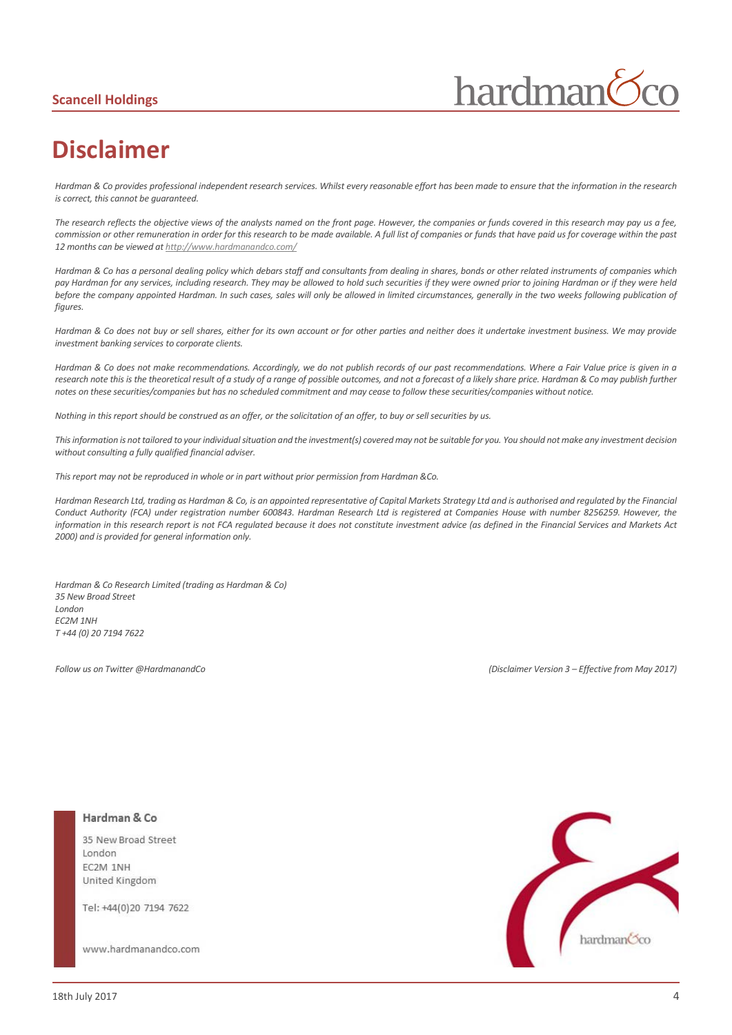# Disclaimer

*Hardman & Co provides professional independent research services. Whilst every reasonable effort has been made to ensure that the information in the research is correct, this cannot be guaranteed.*

*The research reflects the objective views of the analysts named on the front page. However, the companies or funds covered in this research may pay us a fee, commission or other remuneration in order for this research to be made available. A full list of companies or funds that have paid us for coverage within the past 12 months can be viewed at http://www.hardmanandco.com/*

*Hardman & Co has a personal dealing policy which debars staff and consultants from dealing in shares, bonds or other related instruments of companies which pay Hardman for any services, including research. They may be allowed to hold such securities if they were owned prior to joining Hardman or if they were held before the company appointed Hardman. In such cases, sales will only be allowed in limited circumstances, generally in the two weeks following publication of figures.*

*Hardman & Co does not buy or sell shares, either for its own account or for other parties and neither does it undertake investment business. We may provide investment banking services to corporate clients.*

*Hardman & Co does not make recommendations. Accordingly, we do not publish records of our past recommendations. Where a Fair Value price is given in a research note this is the theoretical result of a study of a range of possible outcomes, and not a forecast of a likely share price. Hardman & Co may publish further notes on these securities/companies but has no scheduled commitment and may cease to follow these securities/companies without notice.*

*Nothing in this report should be construed as an offer, or the solicitation of an offer, to buy or sell securities by us.*

*This information is not tailored to your individual situation and the investment(s) covered may not be suitable for you. You should not make any investment decision without consulting a fully qualified financial adviser.*

*This report may not be reproduced in whole or in part without prior permission from Hardman &Co.*

*Hardman Research Ltd, trading as Hardman & Co, is an appointed representative of Capital Markets Strategy Ltd and is authorised and regulated by the Financial Conduct Authority (FCA) under registration number 600843. Hardman Research Ltd is registered at Companies House with number 8256259. However, the information in this research report is not FCA regulated because it does not constitute investment advice (as defined in the Financial Services and Markets Act 2000) and is provided for general information only.*

*Hardman & Co Research Limited (trading as Hardman & Co)*
*35 New Broad Street*
*London*
*EC2M 1NH*
*T +44 (0) 20 7194 7622*

*Follow us on Twitter @HardmanandCo*

*(Disclaimer Version 3 – Effective from May 2017)*

**Hardman & Co**

35 New Broad Street
London
EC2M 1NH
United Kingdom

Tel: +44(0)20 7194 7622

www.hardmanandco.com